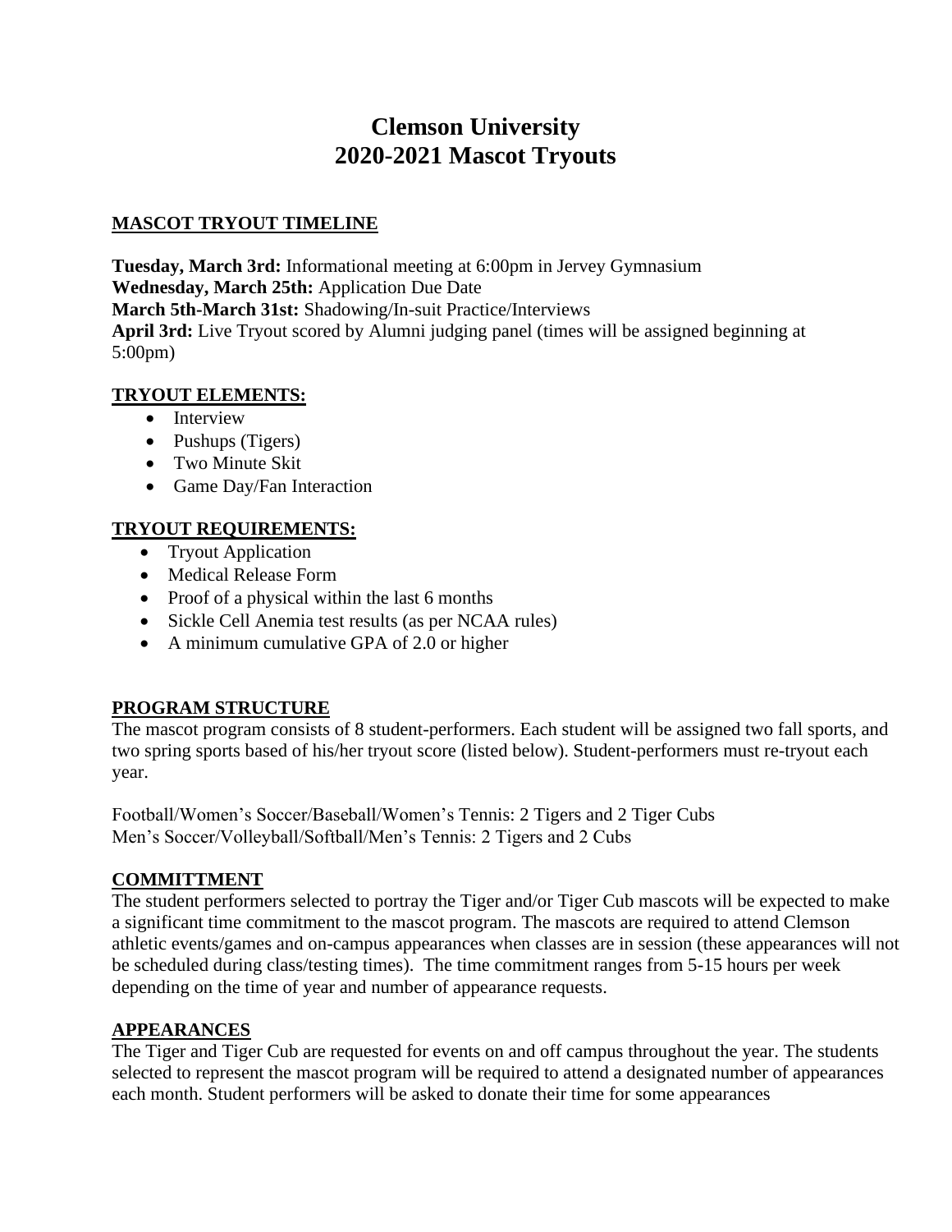# Clemson University
# 2020-2021 Mascot Tryouts

## MASCOT TRYOUT TIMELINE

**Tuesday, March 3rd:** Informational meeting at 6:00pm in Jervey Gymnasium
**Wednesday, March 25th:** Application Due Date
**March 5th-March 31st:** Shadowing/In-suit Practice/Interviews
**April 3rd:** Live Tryout scored by Alumni judging panel (times will be assigned beginning at 5:00pm)

## TRYOUT ELEMENTS:

- Interview
- Pushups (Tigers)
- Two Minute Skit
- Game Day/Fan Interaction

## TRYOUT REQUIREMENTS:

- Tryout Application
- Medical Release Form
- Proof of a physical within the last 6 months
- Sickle Cell Anemia test results (as per NCAA rules)
- A minimum cumulative GPA of 2.0 or higher

## PROGRAM STRUCTURE

The mascot program consists of 8 student-performers. Each student will be assigned two fall sports, and two spring sports based of his/her tryout score (listed below). Student-performers must re-tryout each year.

Football/Women's Soccer/Baseball/Women's Tennis: 2 Tigers and 2 Tiger Cubs
Men's Soccer/Volleyball/Softball/Men's Tennis: 2 Tigers and 2 Cubs

## COMMITTMENT

The student performers selected to portray the Tiger and/or Tiger Cub mascots will be expected to make a significant time commitment to the mascot program. The mascots are required to attend Clemson athletic events/games and on-campus appearances when classes are in session (these appearances will not be scheduled during class/testing times). The time commitment ranges from 5-15 hours per week depending on the time of year and number of appearance requests.

## APPEARANCES

The Tiger and Tiger Cub are requested for events on and off campus throughout the year. The students selected to represent the mascot program will be required to attend a designated number of appearances each month. Student performers will be asked to donate their time for some appearances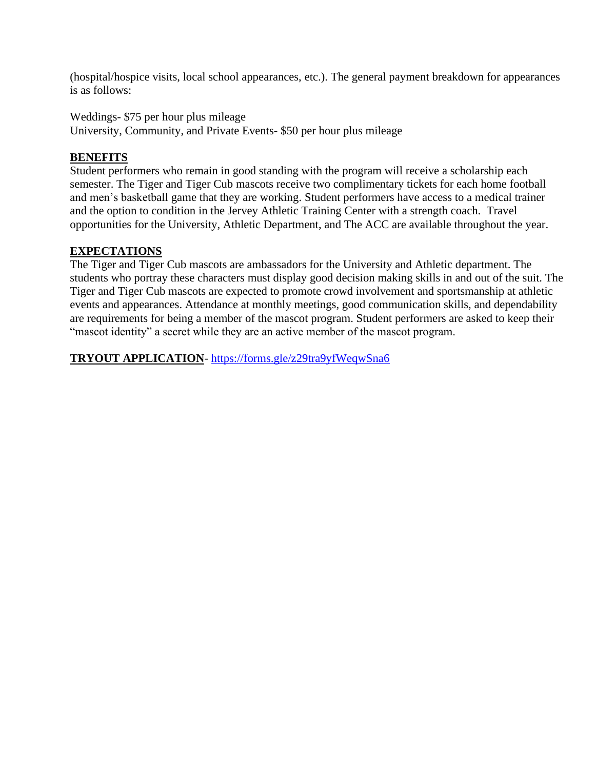(hospital/hospice visits, local school appearances, etc.). The general payment breakdown for appearances is as follows:

Weddings- $75 per hour plus mileage
University, Community, and Private Events- $50 per hour plus mileage

**BENEFITS**

Student performers who remain in good standing with the program will receive a scholarship each semester. The Tiger and Tiger Cub mascots receive two complimentary tickets for each home football and men's basketball game that they are working. Student performers have access to a medical trainer and the option to condition in the Jervey Athletic Training Center with a strength coach. Travel opportunities for the University, Athletic Department, and The ACC are available throughout the year.

**EXPECTATIONS**

The Tiger and Tiger Cub mascots are ambassadors for the University and Athletic department. The students who portray these characters must display good decision making skills in and out of the suit. The Tiger and Tiger Cub mascots are expected to promote crowd involvement and sportsmanship at athletic events and appearances. Attendance at monthly meetings, good communication skills, and dependability are requirements for being a member of the mascot program. Student performers are asked to keep their "mascot identity" a secret while they are an active member of the mascot program.

**TRYOUT APPLICATION**- https://forms.gle/z29tra9yfWeqwSna6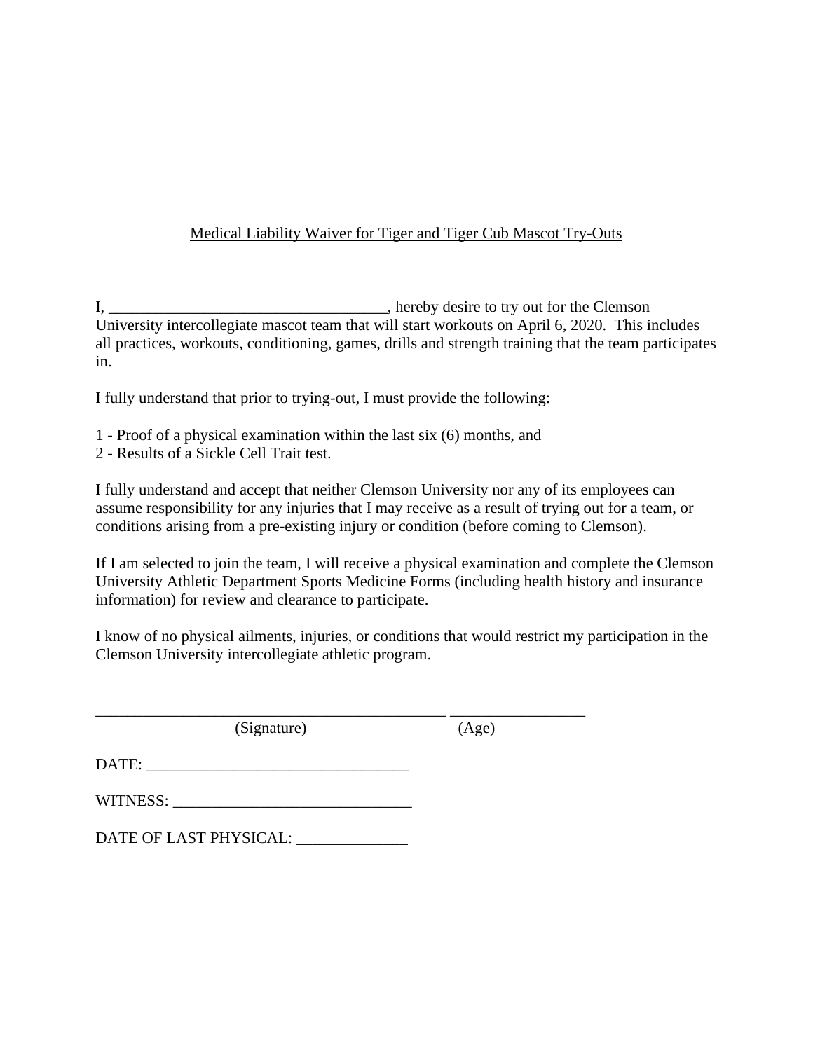Medical Liability Waiver for Tiger and Tiger Cub Mascot Try-Outs

I, ___________________________________, hereby desire to try out for the Clemson University intercollegiate mascot team that will start workouts on April 6, 2020. This includes all practices, workouts, conditioning, games, drills and strength training that the team participates in.

I fully understand that prior to trying-out, I must provide the following:

1 - Proof of a physical examination within the last six (6) months, and
2 - Results of a Sickle Cell Trait test.

I fully understand and accept that neither Clemson University nor any of its employees can assume responsibility for any injuries that I may receive as a result of trying out for a team, or conditions arising from a pre-existing injury or condition (before coming to Clemson).

If I am selected to join the team, I will receive a physical examination and complete the Clemson University Athletic Department Sports Medicine Forms (including health history and insurance information) for review and clearance to participate.

I know of no physical ailments, injuries, or conditions that would restrict my participation in the Clemson University intercollegiate athletic program.

_____________________________________________ _________________
(Signature) (Age)

DATE: _________________________________

WITNESS: ______________________________

DATE OF LAST PHYSICAL: ______________